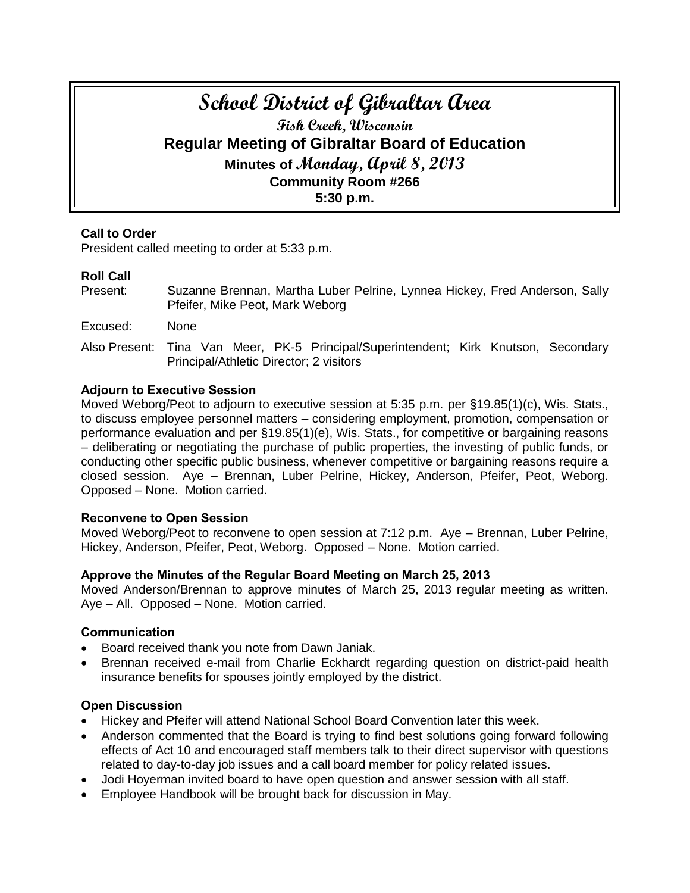# School District of Gibraltar Area

## Fish Creek, Wisconsin

## Regular Meeting of Gibraltar Board of Education

### Minutes of Monday, April 8, 2013

### Community Room #266

### 5:30 p.m.

**Call to Order**

President called meeting to order at 5:33 p.m.

**Roll Call**

Present: Suzanne Brennan, Martha Luber Pelrine, Lynnea Hickey, Fred Anderson, Sally Pfeifer, Mike Peot, Mark Weborg

Excused: None

Also Present: Tina Van Meer, PK-5 Principal/Superintendent; Kirk Knutson, Secondary Principal/Athletic Director; 2 visitors

**Adjourn to Executive Session**

Moved Weborg/Peot to adjourn to executive session at 5:35 p.m. per §19.85(1)(c), Wis. Stats., to discuss employee personnel matters – considering employment, promotion, compensation or performance evaluation and per §19.85(1)(e), Wis. Stats., for competitive or bargaining reasons – deliberating or negotiating the purchase of public properties, the investing of public funds, or conducting other specific public business, whenever competitive or bargaining reasons require a closed session. Aye – Brennan, Luber Pelrine, Hickey, Anderson, Pfeifer, Peot, Weborg. Opposed – None. Motion carried.

**Reconvene to Open Session**

Moved Weborg/Peot to reconvene to open session at 7:12 p.m. Aye – Brennan, Luber Pelrine, Hickey, Anderson, Pfeifer, Peot, Weborg. Opposed – None. Motion carried.

**Approve the Minutes of the Regular Board Meeting on March 25, 2013**

Moved Anderson/Brennan to approve minutes of March 25, 2013 regular meeting as written. Aye – All. Opposed – None. Motion carried.

**Communication**

- Board received thank you note from Dawn Janiak.
- Brennan received e-mail from Charlie Eckhardt regarding question on district-paid health insurance benefits for spouses jointly employed by the district.

**Open Discussion**

- Hickey and Pfeifer will attend National School Board Convention later this week.
- Anderson commented that the Board is trying to find best solutions going forward following effects of Act 10 and encouraged staff members talk to their direct supervisor with questions related to day-to-day job issues and a call board member for policy related issues.
- Jodi Hoyerman invited board to have open question and answer session with all staff.
- Employee Handbook will be brought back for discussion in May.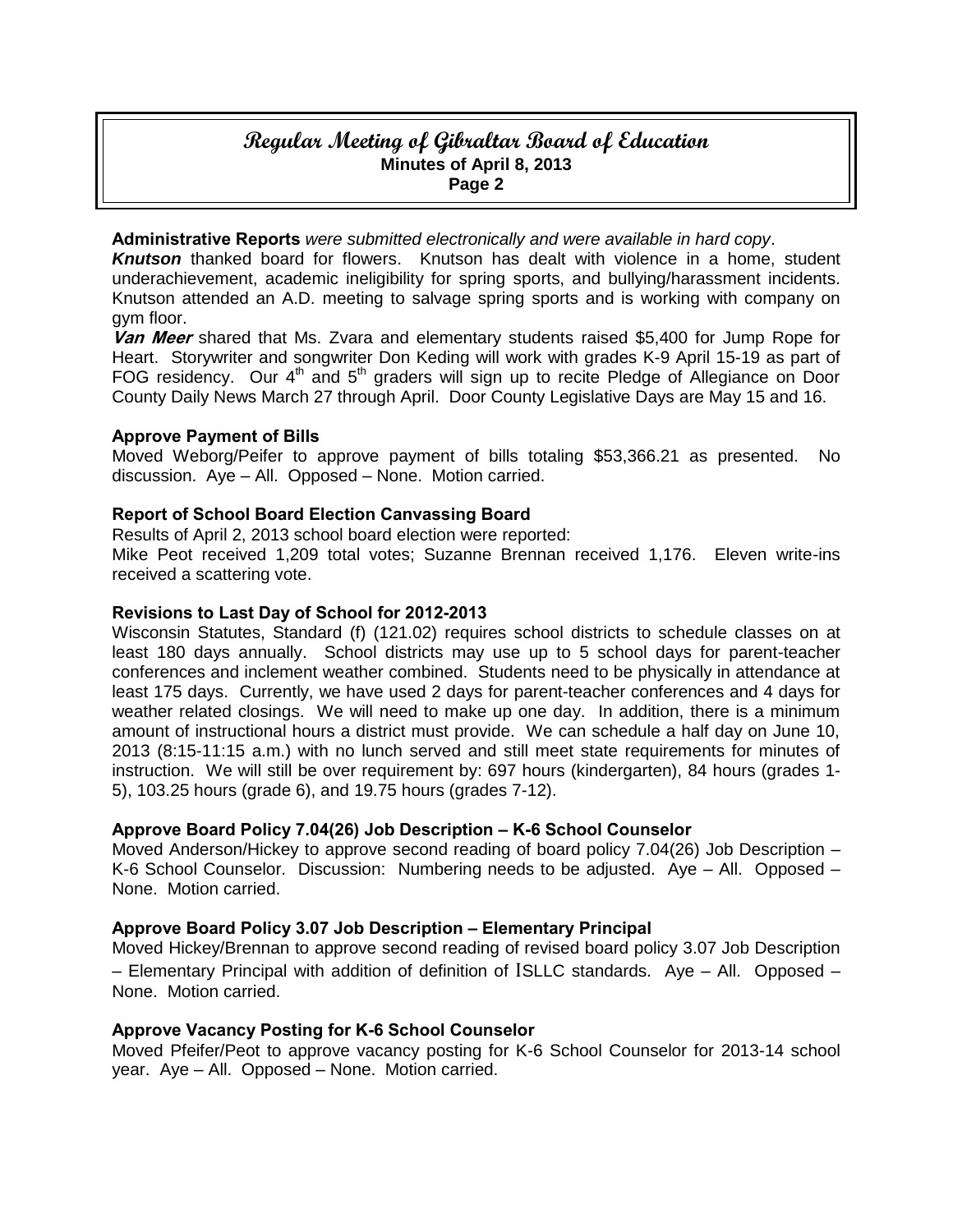**Administrative Reports** *were submitted electronically and were available in hard copy*.

***Knutson*** thanked board for flowers. Knutson has dealt with violence in a home, student underachievement, academic ineligibility for spring sports, and bullying/harassment incidents. Knutson attended an A.D. meeting to salvage spring sports and is working with company on gym floor.

***Van Meer*** shared that Ms. Zvara and elementary students raised $5,400 for Jump Rope for Heart. Storywriter and songwriter Don Keding will work with grades K-9 April 15-19 as part of FOG residency. Our 4th and 5th graders will sign up to recite Pledge of Allegiance on Door County Daily News March 27 through April. Door County Legislative Days are May 15 and 16.

**Approve Payment of Bills**

Moved Weborg/Peifer to approve payment of bills totaling $53,366.21 as presented. No discussion. Aye – All. Opposed – None. Motion carried.

**Report of School Board Election Canvassing Board**

Results of April 2, 2013 school board election were reported:
Mike Peot received 1,209 total votes; Suzanne Brennan received 1,176. Eleven write-ins received a scattering vote.

**Revisions to Last Day of School for 2012-2013**

Wisconsin Statutes, Standard (f) (121.02) requires school districts to schedule classes on at least 180 days annually. School districts may use up to 5 school days for parent-teacher conferences and inclement weather combined. Students need to be physically in attendance at least 175 days. Currently, we have used 2 days for parent-teacher conferences and 4 days for weather related closings. We will need to make up one day. In addition, there is a minimum amount of instructional hours a district must provide. We can schedule a half day on June 10, 2013 (8:15-11:15 a.m.) with no lunch served and still meet state requirements for minutes of instruction. We will still be over requirement by: 697 hours (kindergarten), 84 hours (grades 1-5), 103.25 hours (grade 6), and 19.75 hours (grades 7-12).

**Approve Board Policy 7.04(26) Job Description – K-6 School Counselor**

Moved Anderson/Hickey to approve second reading of board policy 7.04(26) Job Description – K-6 School Counselor. Discussion: Numbering needs to be adjusted. Aye – All. Opposed – None. Motion carried.

**Approve Board Policy 3.07 Job Description – Elementary Principal**

Moved Hickey/Brennan to approve second reading of revised board policy 3.07 Job Description – Elementary Principal with addition of definition of ISLLC standards. Aye – All. Opposed – None. Motion carried.

**Approve Vacancy Posting for K-6 School Counselor**

Moved Pfeifer/Peot to approve vacancy posting for K-6 School Counselor for 2013-14 school year. Aye – All. Opposed – None. Motion carried.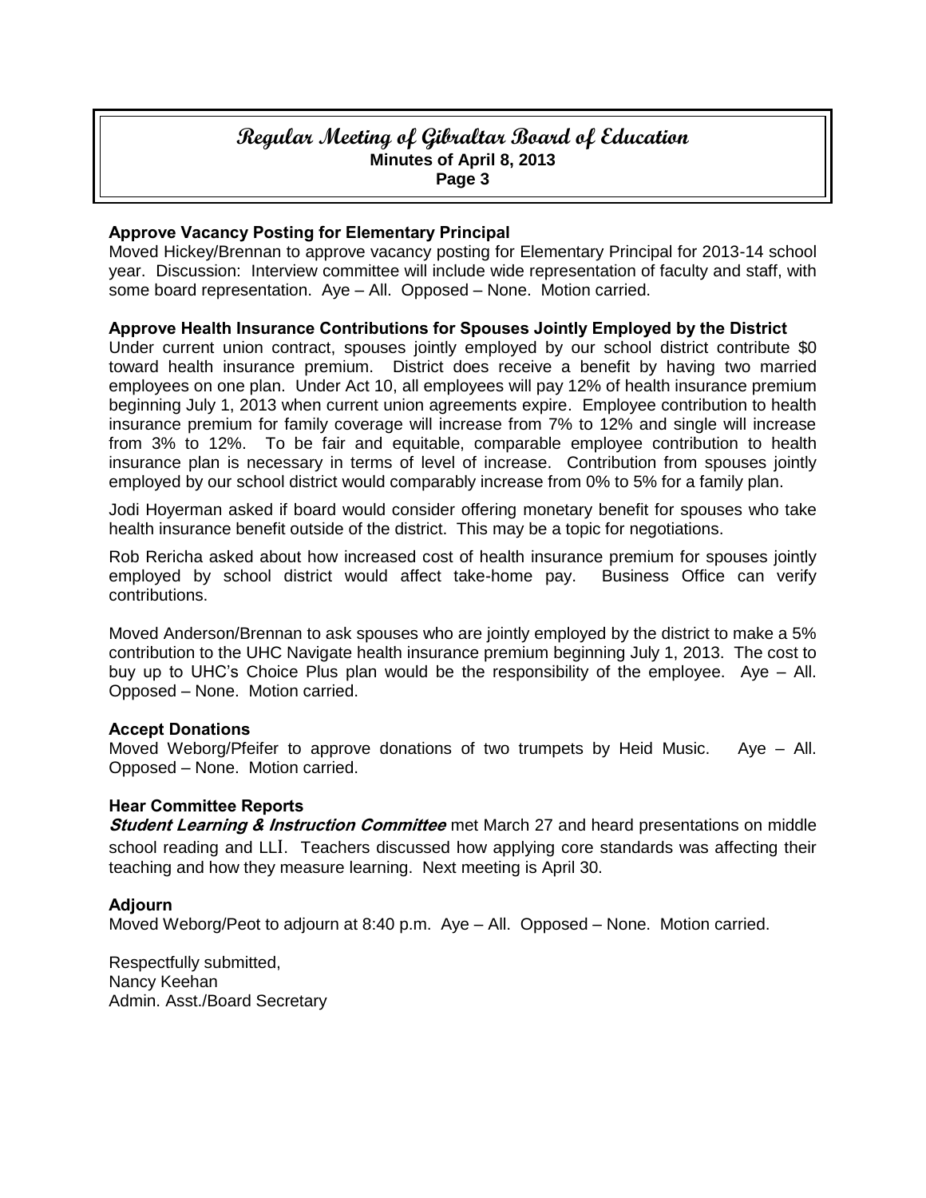## Approve Vacancy Posting for Elementary Principal

Moved Hickey/Brennan to approve vacancy posting for Elementary Principal for 2013-14 school year. Discussion: Interview committee will include wide representation of faculty and staff, with some board representation. Aye – All. Opposed – None. Motion carried.

## Approve Health Insurance Contributions for Spouses Jointly Employed by the District

Under current union contract, spouses jointly employed by our school district contribute $0 toward health insurance premium. District does receive a benefit by having two married employees on one plan. Under Act 10, all employees will pay 12% of health insurance premium beginning July 1, 2013 when current union agreements expire. Employee contribution to health insurance premium for family coverage will increase from 7% to 12% and single will increase from 3% to 12%. To be fair and equitable, comparable employee contribution to health insurance plan is necessary in terms of level of increase. Contribution from spouses jointly employed by our school district would comparably increase from 0% to 5% for a family plan.

Jodi Hoyerman asked if board would consider offering monetary benefit for spouses who take health insurance benefit outside of the district. This may be a topic for negotiations.

Rob Rericha asked about how increased cost of health insurance premium for spouses jointly employed by school district would affect take-home pay. Business Office can verify contributions.

Moved Anderson/Brennan to ask spouses who are jointly employed by the district to make a 5% contribution to the UHC Navigate health insurance premium beginning July 1, 2013. The cost to buy up to UHC's Choice Plus plan would be the responsibility of the employee. Aye – All. Opposed – None. Motion carried.

## Accept Donations

Moved Weborg/Pfeifer to approve donations of two trumpets by Heid Music. Aye – All. Opposed – None. Motion carried.

## Hear Committee Reports

***Student Learning & Instruction Committee*** met March 27 and heard presentations on middle school reading and LLI. Teachers discussed how applying core standards was affecting their teaching and how they measure learning. Next meeting is April 30.

## Adjourn

Moved Weborg/Peot to adjourn at 8:40 p.m. Aye – All. Opposed – None. Motion carried.

Respectfully submitted,
Nancy Keehan
Admin. Asst./Board Secretary